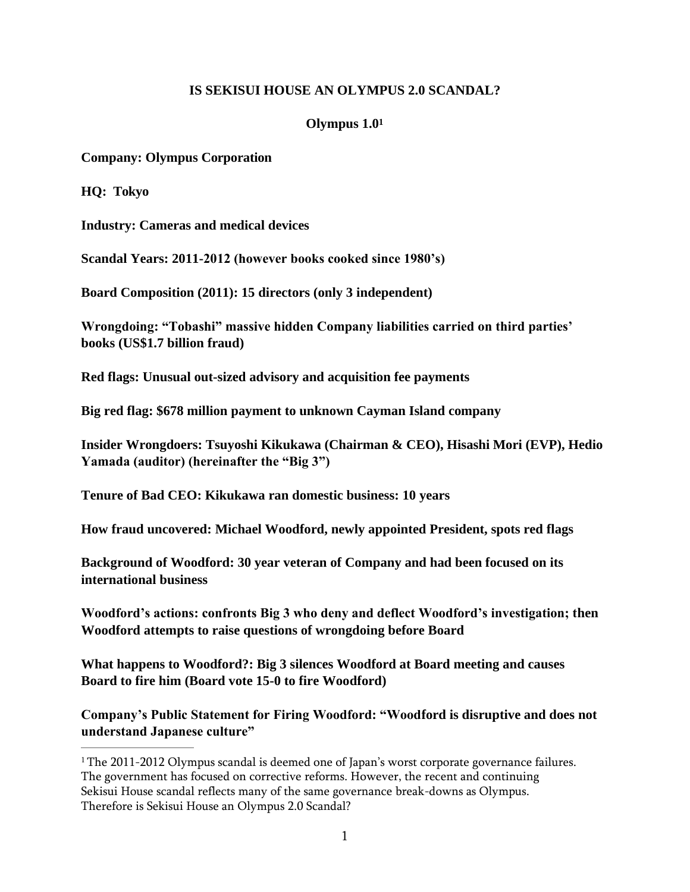# IS SEKISUI HOUSE AN OLYMPUS 2.0 SCANDAL?

## Olympus 1.0[1]

**Company: Olympus Corporation**

**HQ: Tokyo**

**Industry: Cameras and medical devices**

**Scandal Years: 2011-2012 (however books cooked since 1980's)**

**Board Composition (2011): 15 directors (only 3 independent)**

**Wrongdoing: "Tobashi" massive hidden Company liabilities carried on third parties' books (US$1.7 billion fraud)**

**Red flags: Unusual out-sized advisory and acquisition fee payments**

**Big red flag: $678 million payment to unknown Cayman Island company**

**Insider Wrongdoers: Tsuyoshi Kikukawa (Chairman & CEO), Hisashi Mori (EVP), Hedio Yamada (auditor) (hereinafter the "Big 3")**

**Tenure of Bad CEO: Kikukawa ran domestic business: 10 years**

**How fraud uncovered: Michael Woodford, newly appointed President, spots red flags**

**Background of Woodford: 30 year veteran of Company and had been focused on its international business**

**Woodford's actions: confronts Big 3 who deny and deflect Woodford's investigation; then Woodford attempts to raise questions of wrongdoing before Board**

**What happens to Woodford?: Big 3 silences Woodford at Board meeting and causes Board to fire him (Board vote 15-0 to fire Woodford)**

**Company's Public Statement for Firing Woodford: "Woodford is disruptive and does not understand Japanese culture"**

---

[1] The 2011-2012 Olympus scandal is deemed one of Japan's worst corporate governance failures. The government has focused on corrective reforms. However, the recent and continuing Sekisui House scandal reflects many of the same governance break-downs as Olympus. Therefore is Sekisui House an Olympus 2.0 Scandal?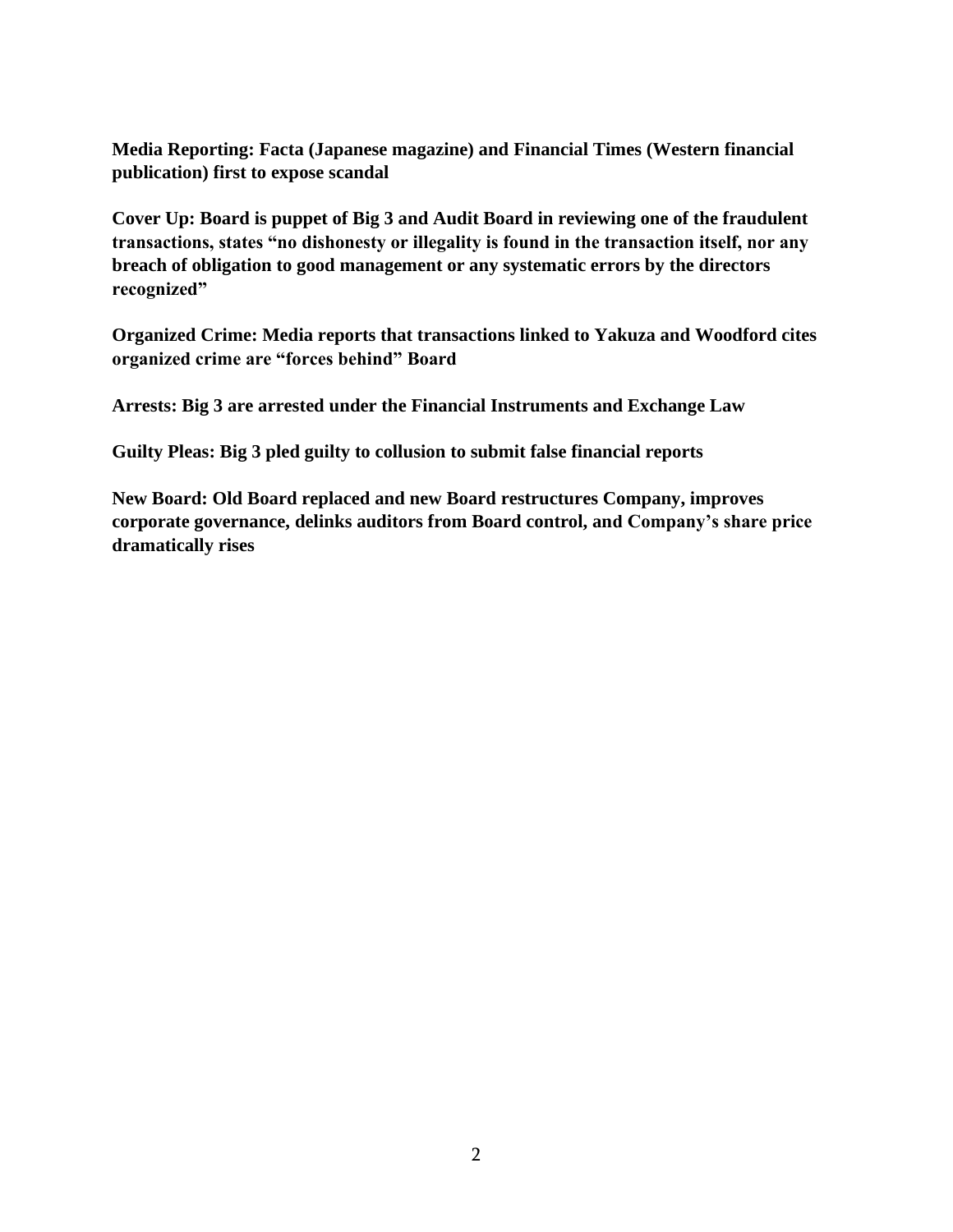**Media Reporting: Facta (Japanese magazine) and Financial Times (Western financial publication) first to expose scandal**

**Cover Up: Board is puppet of Big 3 and Audit Board in reviewing one of the fraudulent transactions, states "no dishonesty or illegality is found in the transaction itself, nor any breach of obligation to good management or any systematic errors by the directors recognized"**

**Organized Crime: Media reports that transactions linked to Yakuza and Woodford cites organized crime are "forces behind" Board**

**Arrests: Big 3 are arrested under the Financial Instruments and Exchange Law**

**Guilty Pleas: Big 3 pled guilty to collusion to submit false financial reports**

**New Board: Old Board replaced and new Board restructures Company, improves corporate governance, delinks auditors from Board control, and Company's share price dramatically rises**